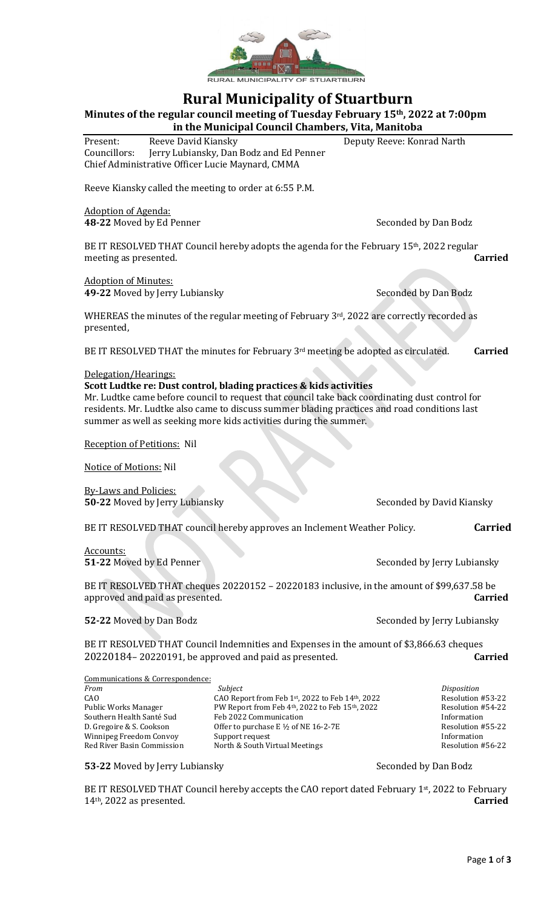# Rural Municipality of Stuartburn

**Minutes of the regular council meeting of Tuesday February 15th, 2022 at 7:00pm in the Municipal Council Chambers, Vita, Manitoba**

Present: Reeve David Kiansky Deputy Reeve: Konrad Narth
Councillors: Jerry Lubiansky, Dan Bodz and Ed Penner
Chief Administrative Officer Lucie Maynard, CMMA

Reeve Kiansky called the meeting to order at 6:55 P.M.

Adoption of Agenda:
**48-22** Moved by Ed Penner Seconded by Dan Bodz

BE IT RESOLVED THAT Council hereby adopts the agenda for the February 15th, 2022 regular meeting as presented. **Carried**

Adoption of Minutes:
**49-22** Moved by Jerry Lubiansky Seconded by Dan Bodz

WHEREAS the minutes of the regular meeting of February 3rd, 2022 are correctly recorded as presented,

BE IT RESOLVED THAT the minutes for February 3rd meeting be adopted as circulated. **Carried**

Delegation/Hearings:
**Scott Ludtke re: Dust control, blading practices & kids activities**
Mr. Ludtke came before council to request that council take back coordinating dust control for residents. Mr. Ludtke also came to discuss summer blading practices and road conditions last summer as well as seeking more kids activities during the summer.

Reception of Petitions: Nil

Notice of Motions: Nil

By-Laws and Policies:
**50-22** Moved by Jerry Lubiansky Seconded by David Kiansky

BE IT RESOLVED THAT council hereby approves an Inclement Weather Policy. **Carried**

Accounts:
**51-22** Moved by Ed Penner Seconded by Jerry Lubiansky

BE IT RESOLVED THAT cheques 20220152 – 20220183 inclusive, in the amount of $99,637.58 be approved and paid as presented. **Carried**

**52-22** Moved by Dan Bodz Seconded by Jerry Lubiansky

BE IT RESOLVED THAT Council Indemnities and Expenses in the amount of $3,866.63 cheques 20220184– 20220191, be approved and paid as presented. **Carried**

Communications & Correspondence:

| *From* | *Subject* | *Disposition* |
|---|---|---|
| CAO | CAO Report from Feb 1st, 2022 to Feb 14th, 2022 | Resolution #53-22 |
| Public Works Manager | PW Report from Feb 4th, 2022 to Feb 15th, 2022 | Resolution #54-22 |
| Southern Health Santé Sud | Feb 2022 Communication | Information |
| D. Gregoire & S. Cookson | Offer to purchase E ½ of NE 16-2-7E | Resolution #55-22 |
| Winnipeg Freedom Convoy | Support request | Information |
| Red River Basin Commission | North & South Virtual Meetings | Resolution #56-22 |

**53-22** Moved by Jerry Lubiansky Seconded by Dan Bodz

BE IT RESOLVED THAT Council hereby accepts the CAO report dated February 1st, 2022 to February 14th, 2022 as presented. **Carried**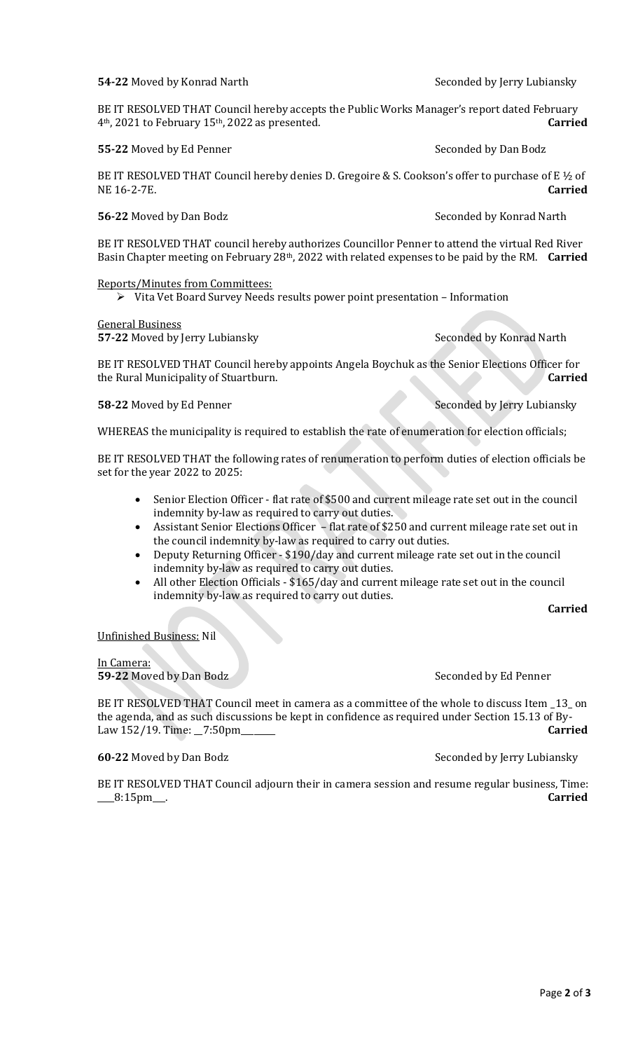**54-22** Moved by Konrad Narth Seconded by Jerry Lubiansky

BE IT RESOLVED THAT Council hereby accepts the Public Works Manager's report dated February 4th, 2021 to February 15th, 2022 as presented. **Carried**

**55-22** Moved by Ed Penner Seconded by Dan Bodz

BE IT RESOLVED THAT Council hereby denies D. Gregoire & S. Cookson's offer to purchase of E ½ of NE 16-2-7E. **Carried**

**56-22** Moved by Dan Bodz Seconded by Konrad Narth

BE IT RESOLVED THAT council hereby authorizes Councillor Penner to attend the virtual Red River Basin Chapter meeting on February 28th, 2022 with related expenses to be paid by the RM. **Carried**

Reports/Minutes from Committees:

- Vita Vet Board Survey Needs results power point presentation – Information

General Business

**57-22** Moved by Jerry Lubiansky Seconded by Konrad Narth

BE IT RESOLVED THAT Council hereby appoints Angela Boychuk as the Senior Elections Officer for the Rural Municipality of Stuartburn. **Carried**

**58-22** Moved by Ed Penner Seconded by Jerry Lubiansky

WHEREAS the municipality is required to establish the rate of enumeration for election officials;

BE IT RESOLVED THAT the following rates of renumeration to perform duties of election officials be set for the year 2022 to 2025:

- Senior Election Officer - flat rate of $500 and current mileage rate set out in the council indemnity by-law as required to carry out duties.
- Assistant Senior Elections Officer – flat rate of $250 and current mileage rate set out in the council indemnity by-law as required to carry out duties.
- Deputy Returning Officer - $190/day and current mileage rate set out in the council indemnity by-law as required to carry out duties.
- All other Election Officials - $165/day and current mileage rate set out in the council indemnity by-law as required to carry out duties.

**Carried**

Unfinished Business: Nil

In Camera:

**59-22** Moved by Dan Bodz Seconded by Ed Penner

BE IT RESOLVED THAT Council meet in camera as a committee of the whole to discuss Item _13_ on the agenda, and as such discussions be kept in confidence as required under Section 15.13 of By-Law 152/19. Time: __7:50pm______ **Carried**

**60-22** Moved by Dan Bodz Seconded by Jerry Lubiansky

BE IT RESOLVED THAT Council adjourn their in camera session and resume regular business, Time: ____8:15pm___. **Carried**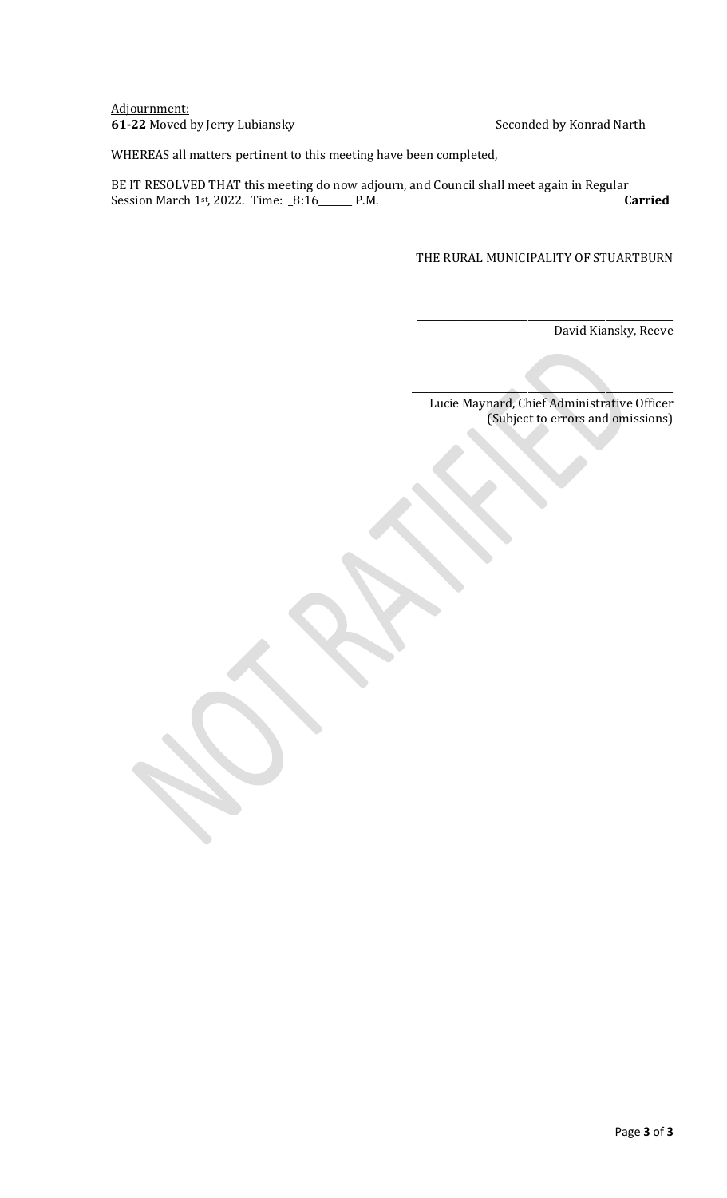<u>Adjournment:</u>
**61-22** Moved by Jerry Lubiansky                                        Seconded by Konrad Narth

WHEREAS all matters pertinent to this meeting have been completed,

BE IT RESOLVED THAT this meeting do now adjourn, and Council shall meet again in Regular Session March 1st, 2022. Time: _8:16______ P.M. **Carried**

THE RURAL MUNICIPALITY OF STUARTBURN

______________________________
David Kiansky, Reeve

______________________________
Lucie Maynard, Chief Administrative Officer
(Subject to errors and omissions)

NOT RATIFIED